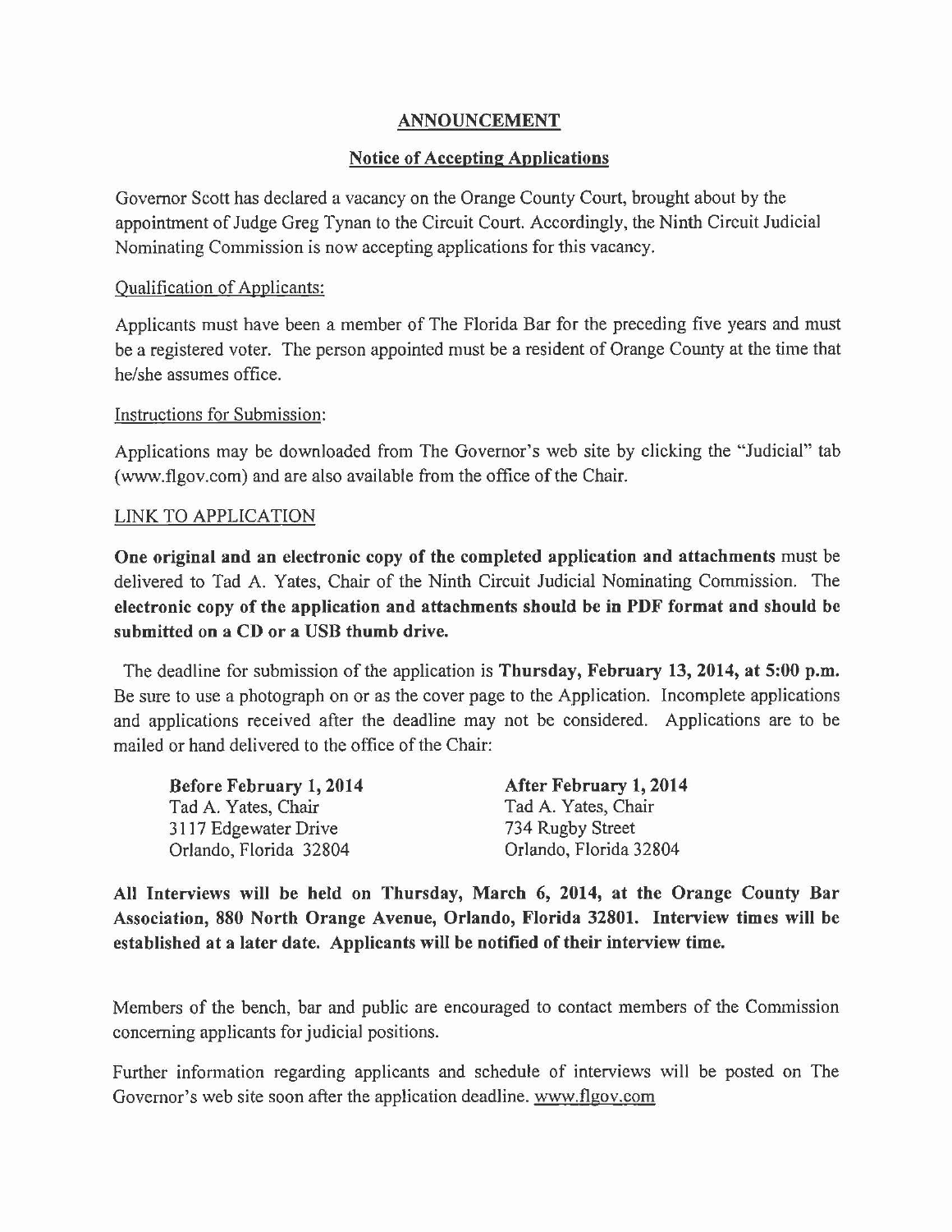# ANNOUNCEMENT

## Notice of Accepting Applications

Governor Scott has declared a vacancy on the Orange County Court, brought about by the appointment of Judge Greg Tynan to the Circuit Court. Accordingly, the Ninth Circuit Judicial Nominating Commission is now accepting applications for this vacancy.

### Qualification of Applicants:

Applicants must have been a member of The Florida Bar for the preceding five years and must be a registered voter. The person appointed must be a resident of Orange County at the time that he/she assumes office.

### Instructions for Submission:

Applications may be downloaded from The Governor's web site by clicking the "Judicial" tab (www.flgov.com) and are also available from the office of the Chair.

LINK TO APPLICATION

**One original and an electronic copy of the completed application and attachments** must be delivered to Tad A. Yates, Chair of the Ninth Circuit Judicial Nominating Commission. The **electronic copy of the application and attachments should be in PDF format and should be submitted on a CD or a USB thumb drive.**

The deadline for submission of the application is **Thursday, February 13, 2014, at 5:00 p.m.** Be sure to use a photograph on or as the cover page to the Application. Incomplete applications and applications received after the deadline may not be considered. Applications are to be mailed or hand delivered to the office of the Chair:

| **Before February 1, 2014** | **After February 1, 2014** |
|---|---|
| Tad A. Yates, Chair | Tad A. Yates, Chair |
| 3117 Edgewater Drive | 734 Rugby Street |
| Orlando, Florida 32804 | Orlando, Florida 32804 |

**All Interviews will be held on Thursday, March 6, 2014, at the Orange County Bar Association, 880 North Orange Avenue, Orlando, Florida 32801. Interview times will be established at a later date. Applicants will be notified of their interview time.**

Members of the bench, bar and public are encouraged to contact members of the Commission concerning applicants for judicial positions.

Further information regarding applicants and schedule of interviews will be posted on The Governor's web site soon after the application deadline. www.flgov.com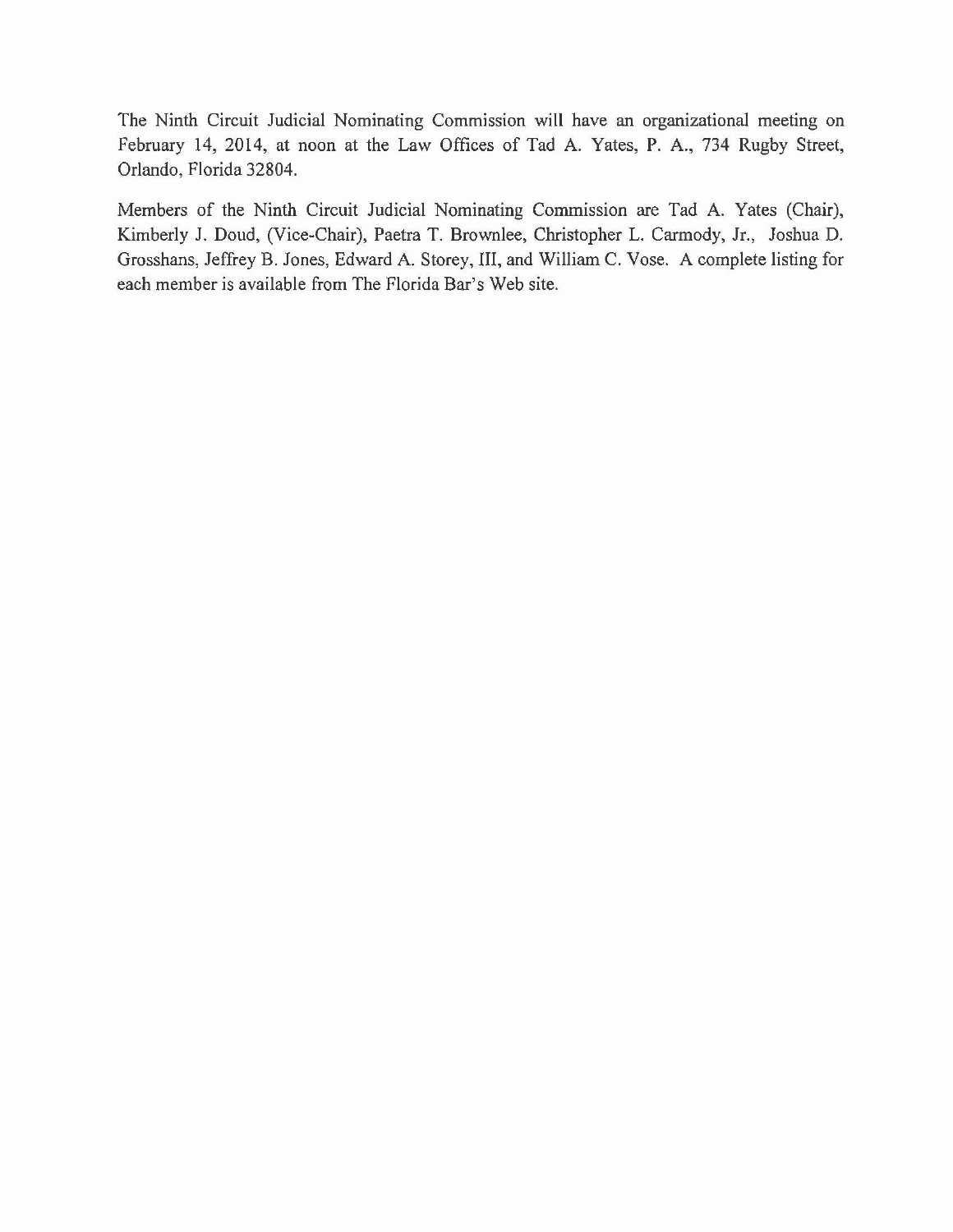The Ninth Circuit Judicial Nominating Commission will have an organizational meeting on February 14, 2014, at noon at the Law Offices of Tad A. Yates, P. A., 734 Rugby Street, Orlando, Florida 32804.

Members of the Ninth Circuit Judicial Nominating Commission are Tad A. Yates (Chair), Kimberly J. Doud, (Vice-Chair), Paetra T. Brownlee, Christopher L. Carmody, Jr., Joshua D. Grosshans, Jeffrey B. Jones, Edward A. Storey, III, and William C. Vose. A complete listing for each member is available from The Florida Bar's Web site.